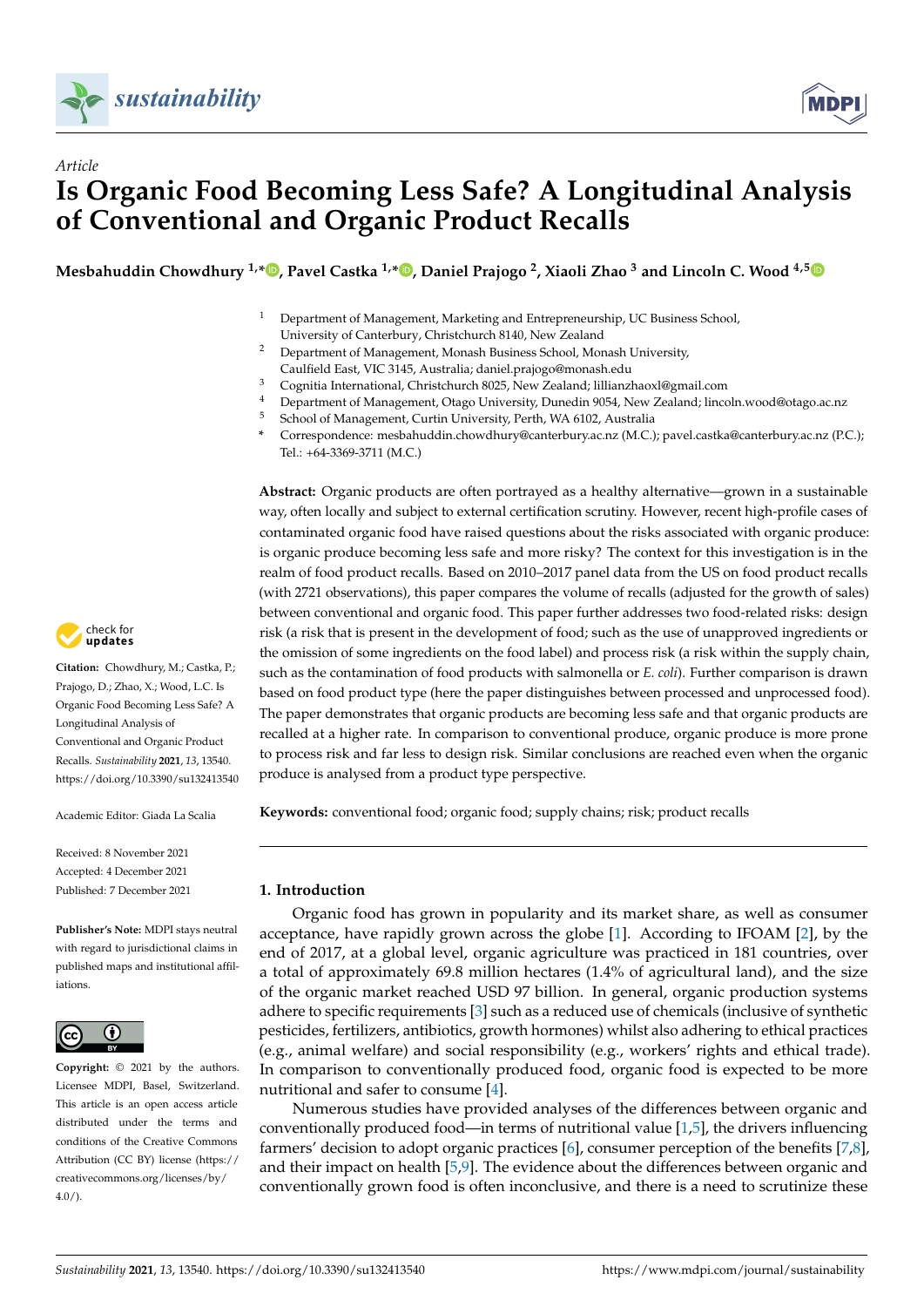*Article*

# Is Organic Food Becoming Less Safe? A Longitudinal Analysis of Conventional and Organic Product Recalls

**Mesbahuddin Chowdhury [1,*], Pavel Castka [1,*], Daniel Prajogo [2], Xiaoli Zhao [3] and Lincoln C. Wood [4,5]**

[1] Department of Management, Marketing and Entrepreneurship, UC Business School, University of Canterbury, Christchurch 8140, New Zealand
[2] Department of Management, Monash Business School, Monash University, Caulfield East, VIC 3145, Australia; daniel.prajogo@monash.edu
[3] Cognitia International, Christchurch 8025, New Zealand; lillianzhaoxl@gmail.com
[4] Department of Management, Otago University, Dunedin 9054, New Zealand; lincoln.wood@otago.ac.nz
[5] School of Management, Curtin University, Perth, WA 6102, Australia
[*] Correspondence: mesbahuddin.chowdhury@canterbury.ac.nz (M.C.); pavel.castka@canterbury.ac.nz (P.C.); Tel.: +64-3369-3711 (M.C.)

**Abstract:** Organic products are often portrayed as a healthy alternative—grown in a sustainable way, often locally and subject to external certification scrutiny. However, recent high-profile cases of contaminated organic food have raised questions about the risks associated with organic produce: is organic produce becoming less safe and more risky? The context for this investigation is in the realm of food product recalls. Based on 2010–2017 panel data from the US on food product recalls (with 2721 observations), this paper compares the volume of recalls (adjusted for the growth of sales) between conventional and organic food. This paper further addresses two food-related risks: design risk (a risk that is present in the development of food; such as the use of unapproved ingredients or the omission of some ingredients on the food label) and process risk (a risk within the supply chain, such as the contamination of food products with salmonella or *E. coli*). Further comparison is drawn based on food product type (here the paper distinguishes between processed and unprocessed food). The paper demonstrates that organic products are becoming less safe and that organic products are recalled at a higher rate. In comparison to conventional produce, organic produce is more prone to process risk and far less to design risk. Similar conclusions are reached even when the organic produce is analysed from a product type perspective.

**Keywords:** conventional food; organic food; supply chains; risk; product recalls

**Citation:** Chowdhury, M.; Castka, P.; Prajogo, D.; Zhao, X.; Wood, L.C. Is Organic Food Becoming Less Safe? A Longitudinal Analysis of Conventional and Organic Product Recalls. *Sustainability* **2021**, *13*, 13540. https://doi.org/10.3390/su132413540

Academic Editor: Giada La Scalia

Received: 8 November 2021
Accepted: 4 December 2021
Published: 7 December 2021

**Publisher's Note:** MDPI stays neutral with regard to jurisdictional claims in published maps and institutional affiliations.

**Copyright:** © 2021 by the authors. Licensee MDPI, Basel, Switzerland. This article is an open access article distributed under the terms and conditions of the Creative Commons Attribution (CC BY) license (https://creativecommons.org/licenses/by/4.0/).

## 1. Introduction

Organic food has grown in popularity and its market share, as well as consumer acceptance, have rapidly grown across the globe [1]. According to IFOAM [2], by the end of 2017, at a global level, organic agriculture was practiced in 181 countries, over a total of approximately 69.8 million hectares (1.4% of agricultural land), and the size of the organic market reached USD 97 billion. In general, organic production systems adhere to specific requirements [3] such as a reduced use of chemicals (inclusive of synthetic pesticides, fertilizers, antibiotics, growth hormones) whilst also adhering to ethical practices (e.g., animal welfare) and social responsibility (e.g., workers' rights and ethical trade). In comparison to conventionally produced food, organic food is expected to be more nutritional and safer to consume [4].

Numerous studies have provided analyses of the differences between organic and conventionally produced food—in terms of nutritional value [1,5], the drivers influencing farmers' decision to adopt organic practices [6], consumer perception of the benefits [7,8], and their impact on health [5,9]. The evidence about the differences between organic and conventionally grown food is often inconclusive, and there is a need to scrutinize these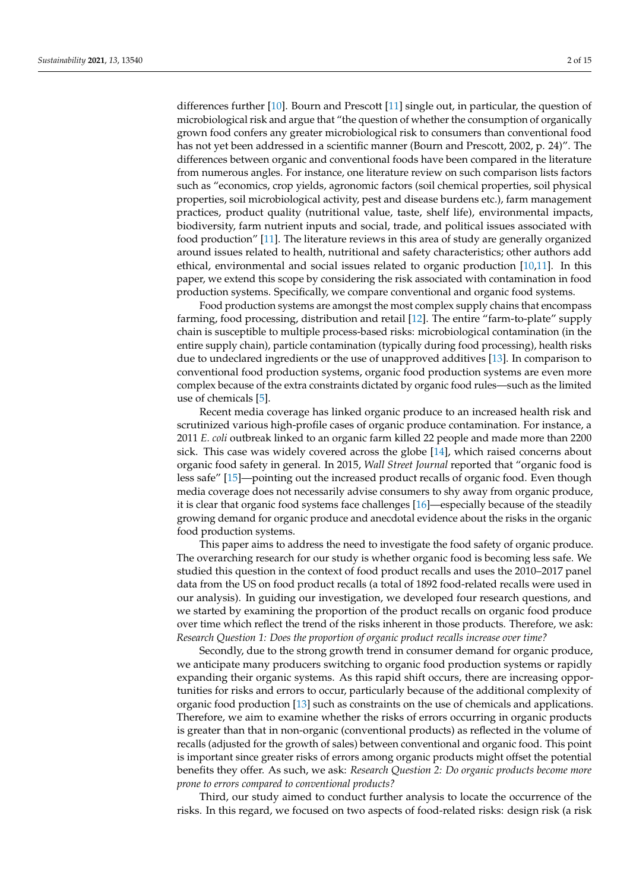differences further [10]. Bourn and Prescott [11] single out, in particular, the question of microbiological risk and argue that "the question of whether the consumption of organically grown food confers any greater microbiological risk to consumers than conventional food has not yet been addressed in a scientific manner (Bourn and Prescott, 2002, p. 24)". The differences between organic and conventional foods have been compared in the literature from numerous angles. For instance, one literature review on such comparison lists factors such as "economics, crop yields, agronomic factors (soil chemical properties, soil physical properties, soil microbiological activity, pest and disease burdens etc.), farm management practices, product quality (nutritional value, taste, shelf life), environmental impacts, biodiversity, farm nutrient inputs and social, trade, and political issues associated with food production" [11]. The literature reviews in this area of study are generally organized around issues related to health, nutritional and safety characteristics; other authors add ethical, environmental and social issues related to organic production [10,11]. In this paper, we extend this scope by considering the risk associated with contamination in food production systems. Specifically, we compare conventional and organic food systems.

Food production systems are amongst the most complex supply chains that encompass farming, food processing, distribution and retail [12]. The entire "farm-to-plate" supply chain is susceptible to multiple process-based risks: microbiological contamination (in the entire supply chain), particle contamination (typically during food processing), health risks due to undeclared ingredients or the use of unapproved additives [13]. In comparison to conventional food production systems, organic food production systems are even more complex because of the extra constraints dictated by organic food rules—such as the limited use of chemicals [5].

Recent media coverage has linked organic produce to an increased health risk and scrutinized various high-profile cases of organic produce contamination. For instance, a 2011 *E. coli* outbreak linked to an organic farm killed 22 people and made more than 2200 sick. This case was widely covered across the globe [14], which raised concerns about organic food safety in general. In 2015, *Wall Street Journal* reported that "organic food is less safe" [15]—pointing out the increased product recalls of organic food. Even though media coverage does not necessarily advise consumers to shy away from organic produce, it is clear that organic food systems face challenges [16]—especially because of the steadily growing demand for organic produce and anecdotal evidence about the risks in the organic food production systems.

This paper aims to address the need to investigate the food safety of organic produce. The overarching research for our study is whether organic food is becoming less safe. We studied this question in the context of food product recalls and uses the 2010–2017 panel data from the US on food product recalls (a total of 1892 food-related recalls were used in our analysis). In guiding our investigation, we developed four research questions, and we started by examining the proportion of the product recalls on organic food produce over time which reflect the trend of the risks inherent in those products. Therefore, we ask: *Research Question 1: Does the proportion of organic product recalls increase over time?*

Secondly, due to the strong growth trend in consumer demand for organic produce, we anticipate many producers switching to organic food production systems or rapidly expanding their organic systems. As this rapid shift occurs, there are increasing opportunities for risks and errors to occur, particularly because of the additional complexity of organic food production [13] such as constraints on the use of chemicals and applications. Therefore, we aim to examine whether the risks of errors occurring in organic products is greater than that in non-organic (conventional products) as reflected in the volume of recalls (adjusted for the growth of sales) between conventional and organic food. This point is important since greater risks of errors among organic products might offset the potential benefits they offer. As such, we ask: *Research Question 2: Do organic products become more prone to errors compared to conventional products?*

Third, our study aimed to conduct further analysis to locate the occurrence of the risks. In this regard, we focused on two aspects of food-related risks: design risk (a risk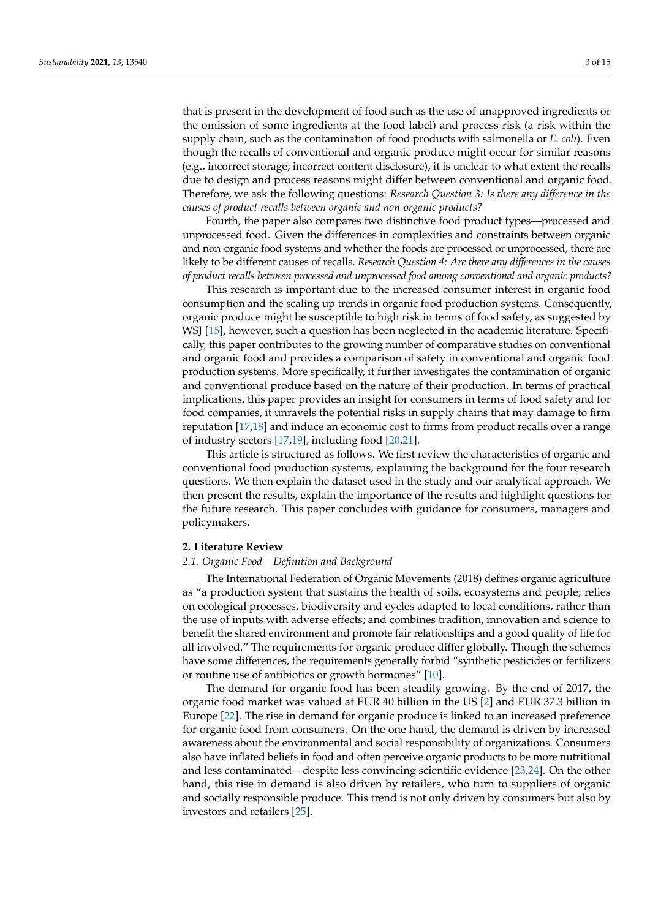that is present in the development of food such as the use of unapproved ingredients or the omission of some ingredients at the food label) and process risk (a risk within the supply chain, such as the contamination of food products with salmonella or *E. coli*). Even though the recalls of conventional and organic produce might occur for similar reasons (e.g., incorrect storage; incorrect content disclosure), it is unclear to what extent the recalls due to design and process reasons might differ between conventional and organic food. Therefore, we ask the following questions: *Research Question 3: Is there any difference in the causes of product recalls between organic and non-organic products?*

Fourth, the paper also compares two distinctive food product types—processed and unprocessed food. Given the differences in complexities and constraints between organic and non-organic food systems and whether the foods are processed or unprocessed, there are likely to be different causes of recalls. *Research Question 4: Are there any differences in the causes of product recalls between processed and unprocessed food among conventional and organic products?*

This research is important due to the increased consumer interest in organic food consumption and the scaling up trends in organic food production systems. Consequently, organic produce might be susceptible to high risk in terms of food safety, as suggested by WSJ [15], however, such a question has been neglected in the academic literature. Specifically, this paper contributes to the growing number of comparative studies on conventional and organic food and provides a comparison of safety in conventional and organic food production systems. More specifically, it further investigates the contamination of organic and conventional produce based on the nature of their production. In terms of practical implications, this paper provides an insight for consumers in terms of food safety and for food companies, it unravels the potential risks in supply chains that may damage to firm reputation [17,18] and induce an economic cost to firms from product recalls over a range of industry sectors [17,19], including food [20,21].

This article is structured as follows. We first review the characteristics of organic and conventional food production systems, explaining the background for the four research questions. We then explain the dataset used in the study and our analytical approach. We then present the results, explain the importance of the results and highlight questions for the future research. This paper concludes with guidance for consumers, managers and policymakers.

## 2. Literature Review

### 2.1. Organic Food—Definition and Background

The International Federation of Organic Movements (2018) defines organic agriculture as "a production system that sustains the health of soils, ecosystems and people; relies on ecological processes, biodiversity and cycles adapted to local conditions, rather than the use of inputs with adverse effects; and combines tradition, innovation and science to benefit the shared environment and promote fair relationships and a good quality of life for all involved." The requirements for organic produce differ globally. Though the schemes have some differences, the requirements generally forbid "synthetic pesticides or fertilizers or routine use of antibiotics or growth hormones" [10].

The demand for organic food has been steadily growing. By the end of 2017, the organic food market was valued at EUR 40 billion in the US [2] and EUR 37.3 billion in Europe [22]. The rise in demand for organic produce is linked to an increased preference for organic food from consumers. On the one hand, the demand is driven by increased awareness about the environmental and social responsibility of organizations. Consumers also have inflated beliefs in food and often perceive organic products to be more nutritional and less contaminated—despite less convincing scientific evidence [23,24]. On the other hand, this rise in demand is also driven by retailers, who turn to suppliers of organic and socially responsible produce. This trend is not only driven by consumers but also by investors and retailers [25].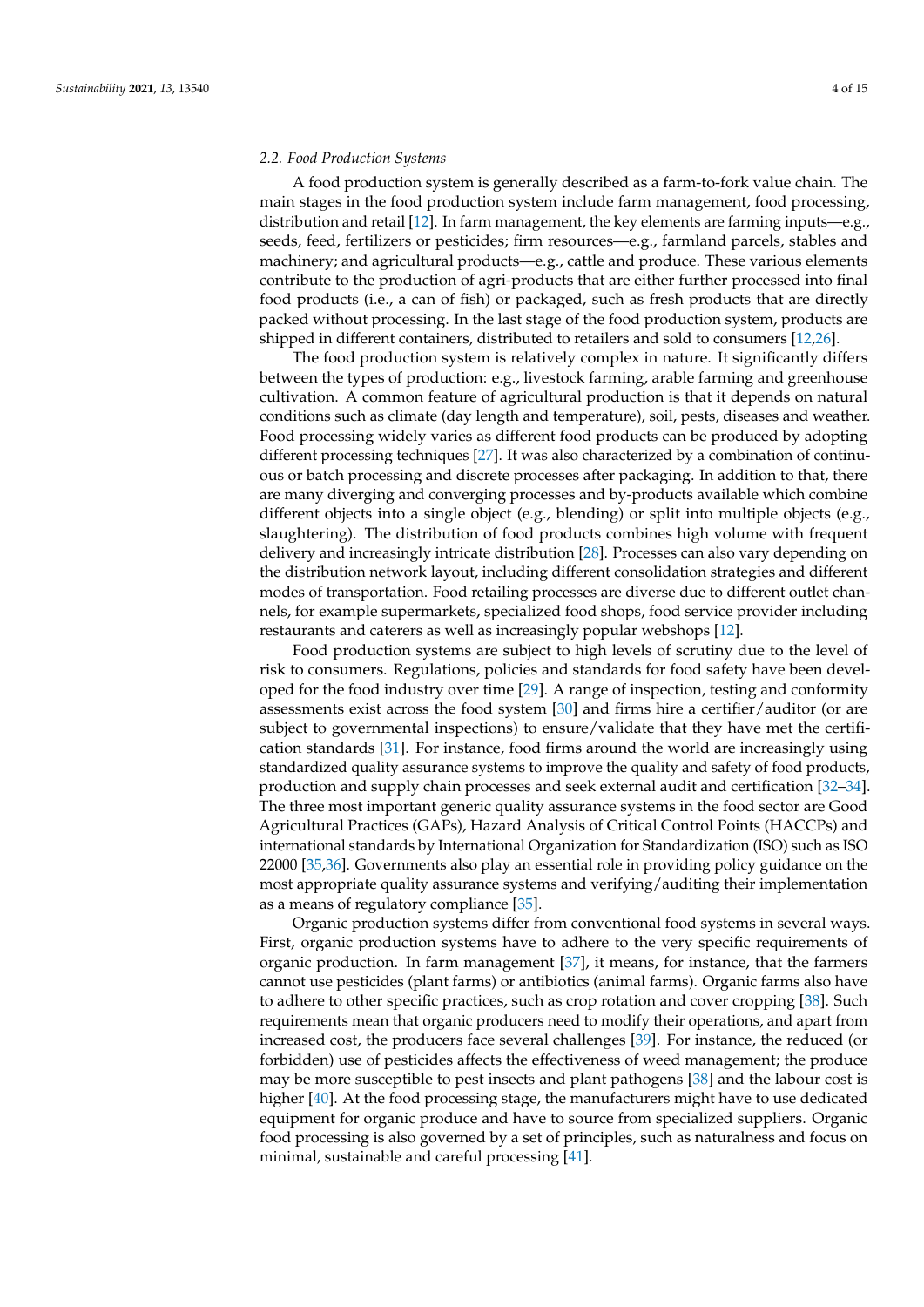### 2.2. Food Production Systems

A food production system is generally described as a farm-to-fork value chain. The main stages in the food production system include farm management, food processing, distribution and retail [12]. In farm management, the key elements are farming inputs—e.g., seeds, feed, fertilizers or pesticides; firm resources—e.g., farmland parcels, stables and machinery; and agricultural products—e.g., cattle and produce. These various elements contribute to the production of agri-products that are either further processed into final food products (i.e., a can of fish) or packaged, such as fresh products that are directly packed without processing. In the last stage of the food production system, products are shipped in different containers, distributed to retailers and sold to consumers [12,26].

The food production system is relatively complex in nature. It significantly differs between the types of production: e.g., livestock farming, arable farming and greenhouse cultivation. A common feature of agricultural production is that it depends on natural conditions such as climate (day length and temperature), soil, pests, diseases and weather. Food processing widely varies as different food products can be produced by adopting different processing techniques [27]. It was also characterized by a combination of continuous or batch processing and discrete processes after packaging. In addition to that, there are many diverging and converging processes and by-products available which combine different objects into a single object (e.g., blending) or split into multiple objects (e.g., slaughtering). The distribution of food products combines high volume with frequent delivery and increasingly intricate distribution [28]. Processes can also vary depending on the distribution network layout, including different consolidation strategies and different modes of transportation. Food retailing processes are diverse due to different outlet channels, for example supermarkets, specialized food shops, food service provider including restaurants and caterers as well as increasingly popular webshops [12].

Food production systems are subject to high levels of scrutiny due to the level of risk to consumers. Regulations, policies and standards for food safety have been developed for the food industry over time [29]. A range of inspection, testing and conformity assessments exist across the food system [30] and firms hire a certifier/auditor (or are subject to governmental inspections) to ensure/validate that they have met the certification standards [31]. For instance, food firms around the world are increasingly using standardized quality assurance systems to improve the quality and safety of food products, production and supply chain processes and seek external audit and certification [32–34]. The three most important generic quality assurance systems in the food sector are Good Agricultural Practices (GAPs), Hazard Analysis of Critical Control Points (HACCPs) and international standards by International Organization for Standardization (ISO) such as ISO 22000 [35,36]. Governments also play an essential role in providing policy guidance on the most appropriate quality assurance systems and verifying/auditing their implementation as a means of regulatory compliance [35].

Organic production systems differ from conventional food systems in several ways. First, organic production systems have to adhere to the very specific requirements of organic production. In farm management [37], it means, for instance, that the farmers cannot use pesticides (plant farms) or antibiotics (animal farms). Organic farms also have to adhere to other specific practices, such as crop rotation and cover cropping [38]. Such requirements mean that organic producers need to modify their operations, and apart from increased cost, the producers face several challenges [39]. For instance, the reduced (or forbidden) use of pesticides affects the effectiveness of weed management; the produce may be more susceptible to pest insects and plant pathogens [38] and the labour cost is higher [40]. At the food processing stage, the manufacturers might have to use dedicated equipment for organic produce and have to source from specialized suppliers. Organic food processing is also governed by a set of principles, such as naturalness and focus on minimal, sustainable and careful processing [41].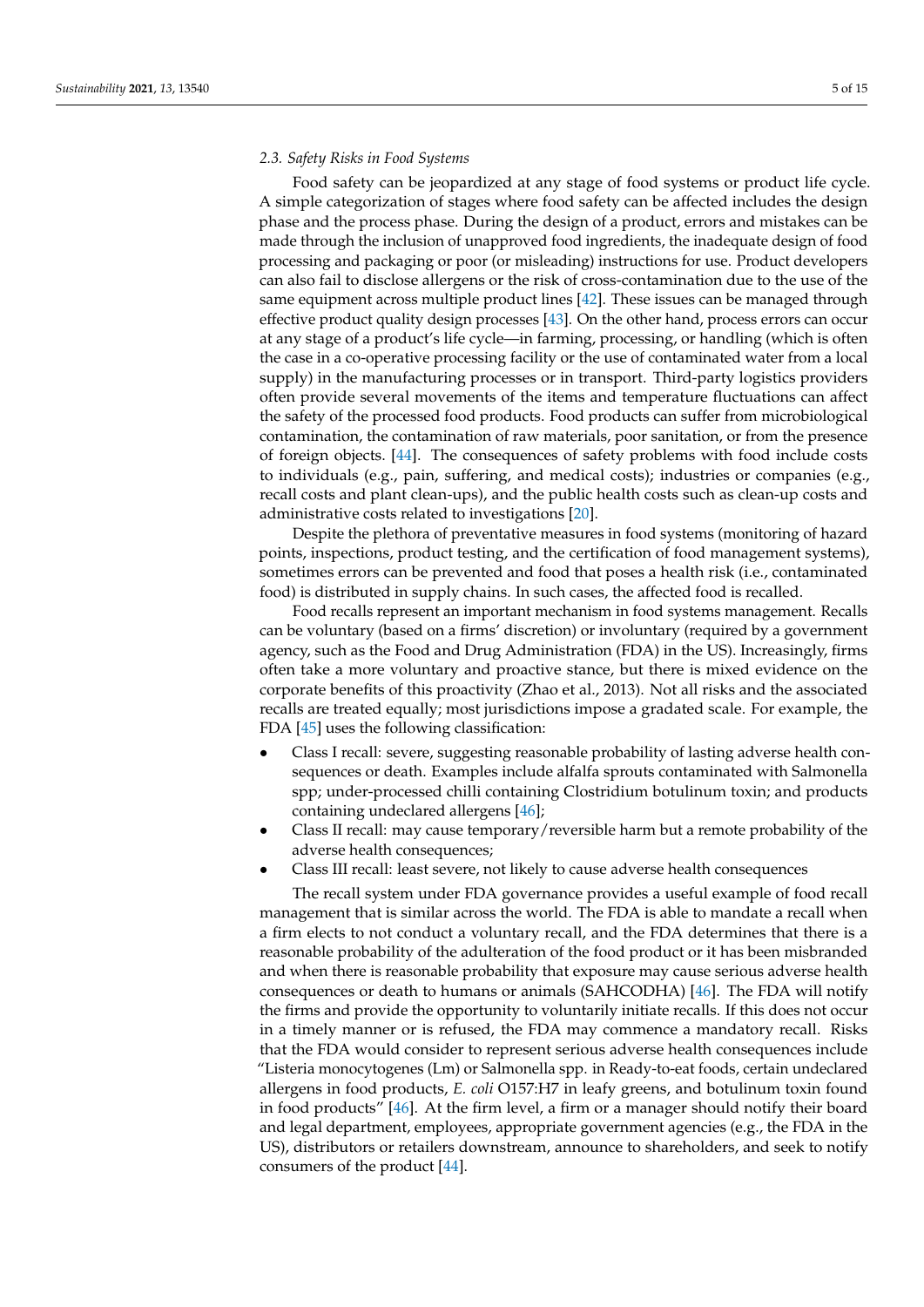### 2.3. Safety Risks in Food Systems

Food safety can be jeopardized at any stage of food systems or product life cycle. A simple categorization of stages where food safety can be affected includes the design phase and the process phase. During the design of a product, errors and mistakes can be made through the inclusion of unapproved food ingredients, the inadequate design of food processing and packaging or poor (or misleading) instructions for use. Product developers can also fail to disclose allergens or the risk of cross-contamination due to the use of the same equipment across multiple product lines [42]. These issues can be managed through effective product quality design processes [43]. On the other hand, process errors can occur at any stage of a product's life cycle—in farming, processing, or handling (which is often the case in a co-operative processing facility or the use of contaminated water from a local supply) in the manufacturing processes or in transport. Third-party logistics providers often provide several movements of the items and temperature fluctuations can affect the safety of the processed food products. Food products can suffer from microbiological contamination, the contamination of raw materials, poor sanitation, or from the presence of foreign objects. [44]. The consequences of safety problems with food include costs to individuals (e.g., pain, suffering, and medical costs); industries or companies (e.g., recall costs and plant clean-ups), and the public health costs such as clean-up costs and administrative costs related to investigations [20].

Despite the plethora of preventative measures in food systems (monitoring of hazard points, inspections, product testing, and the certification of food management systems), sometimes errors can be prevented and food that poses a health risk (i.e., contaminated food) is distributed in supply chains. In such cases, the affected food is recalled.

Food recalls represent an important mechanism in food systems management. Recalls can be voluntary (based on a firms' discretion) or involuntary (required by a government agency, such as the Food and Drug Administration (FDA) in the US). Increasingly, firms often take a more voluntary and proactive stance, but there is mixed evidence on the corporate benefits of this proactivity (Zhao et al., 2013). Not all risks and the associated recalls are treated equally; most jurisdictions impose a gradated scale. For example, the FDA [45] uses the following classification:

- Class I recall: severe, suggesting reasonable probability of lasting adverse health consequences or death. Examples include alfalfa sprouts contaminated with Salmonella spp; under-processed chilli containing Clostridium botulinum toxin; and products containing undeclared allergens [46];
- Class II recall: may cause temporary/reversible harm but a remote probability of the adverse health consequences;
- Class III recall: least severe, not likely to cause adverse health consequences

The recall system under FDA governance provides a useful example of food recall management that is similar across the world. The FDA is able to mandate a recall when a firm elects to not conduct a voluntary recall, and the FDA determines that there is a reasonable probability of the adulteration of the food product or it has been misbranded and when there is reasonable probability that exposure may cause serious adverse health consequences or death to humans or animals (SAHCODHA) [46]. The FDA will notify the firms and provide the opportunity to voluntarily initiate recalls. If this does not occur in a timely manner or is refused, the FDA may commence a mandatory recall. Risks that the FDA would consider to represent serious adverse health consequences include "Listeria monocytogenes (Lm) or Salmonella spp. in Ready-to-eat foods, certain undeclared allergens in food products, *E. coli* O157:H7 in leafy greens, and botulinum toxin found in food products" [46]. At the firm level, a firm or a manager should notify their board and legal department, employees, appropriate government agencies (e.g., the FDA in the US), distributors or retailers downstream, announce to shareholders, and seek to notify consumers of the product [44].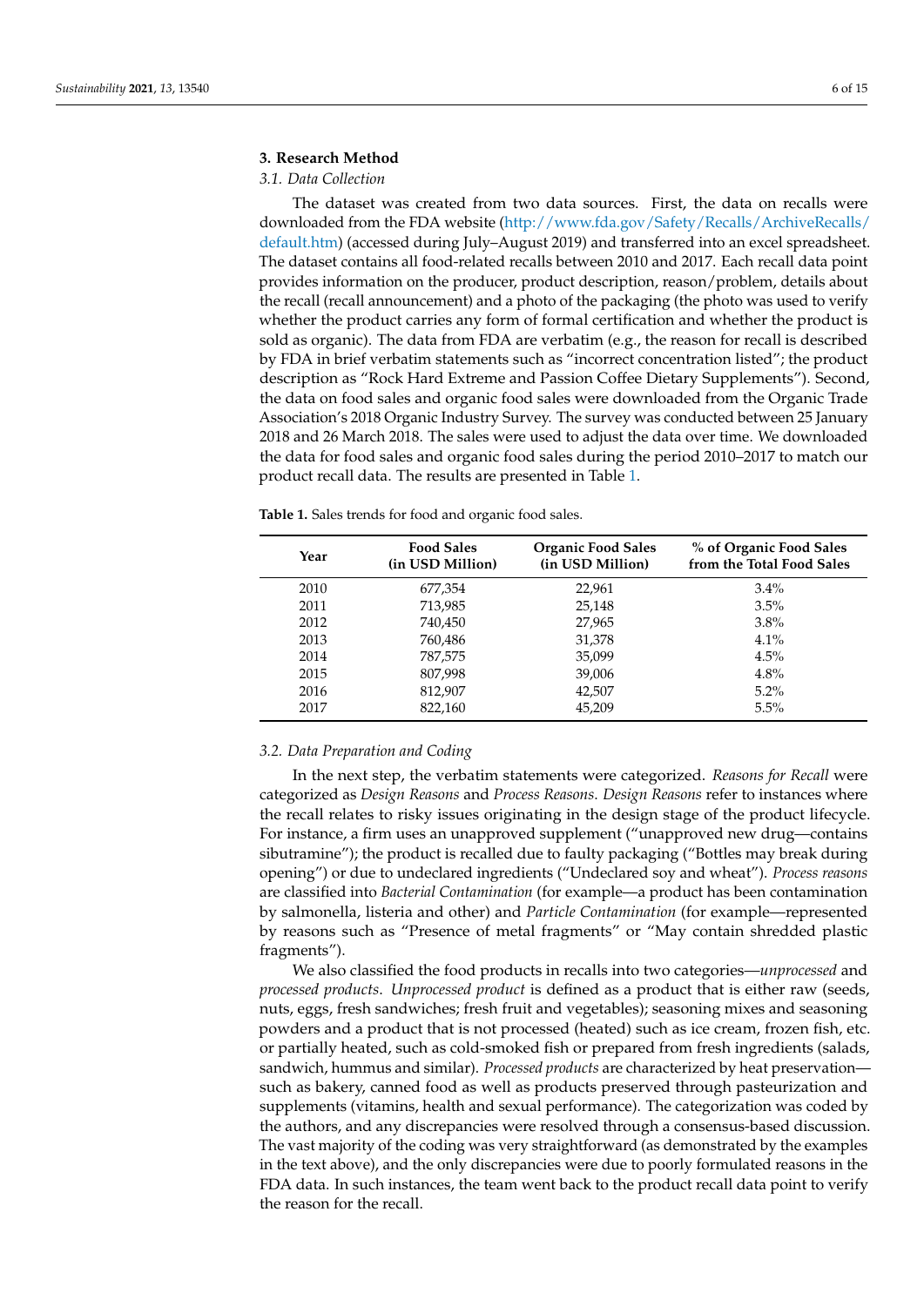## 3. Research Method

### 3.1. Data Collection

The dataset was created from two data sources. First, the data on recalls were downloaded from the FDA website (http://www.fda.gov/Safety/Recalls/ArchiveRecalls/default.htm) (accessed during July–August 2019) and transferred into an excel spreadsheet. The dataset contains all food-related recalls between 2010 and 2017. Each recall data point provides information on the producer, product description, reason/problem, details about the recall (recall announcement) and a photo of the packaging (the photo was used to verify whether the product carries any form of formal certification and whether the product is sold as organic). The data from FDA are verbatim (e.g., the reason for recall is described by FDA in brief verbatim statements such as "incorrect concentration listed"; the product description as "Rock Hard Extreme and Passion Coffee Dietary Supplements"). Second, the data on food sales and organic food sales were downloaded from the Organic Trade Association's 2018 Organic Industry Survey. The survey was conducted between 25 January 2018 and 26 March 2018. The sales were used to adjust the data over time. We downloaded the data for food sales and organic food sales during the period 2010–2017 to match our product recall data. The results are presented in Table 1.

**Table 1.** Sales trends for food and organic food sales.

| Year | Food Sales (in USD Million) | Organic Food Sales (in USD Million) | % of Organic Food Sales from the Total Food Sales |
|---|---|---|---|
| 2010 | 677,354 | 22,961 | 3.4% |
| 2011 | 713,985 | 25,148 | 3.5% |
| 2012 | 740,450 | 27,965 | 3.8% |
| 2013 | 760,486 | 31,378 | 4.1% |
| 2014 | 787,575 | 35,099 | 4.5% |
| 2015 | 807,998 | 39,006 | 4.8% |
| 2016 | 812,907 | 42,507 | 5.2% |
| 2017 | 822,160 | 45,209 | 5.5% |

### 3.2. Data Preparation and Coding

In the next step, the verbatim statements were categorized. *Reasons for Recall* were categorized as *Design Reasons* and *Process Reasons*. *Design Reasons* refer to instances where the recall relates to risky issues originating in the design stage of the product lifecycle. For instance, a firm uses an unapproved supplement ("unapproved new drug—contains sibutramine"); the product is recalled due to faulty packaging ("Bottles may break during opening") or due to undeclared ingredients ("Undeclared soy and wheat"). *Process reasons* are classified into *Bacterial Contamination* (for example—a product has been contamination by salmonella, listeria and other) and *Particle Contamination* (for example—represented by reasons such as "Presence of metal fragments" or "May contain shredded plastic fragments").

We also classified the food products in recalls into two categories—*unprocessed* and *processed products*. *Unprocessed product* is defined as a product that is either raw (seeds, nuts, eggs, fresh sandwiches; fresh fruit and vegetables); seasoning mixes and seasoning powders and a product that is not processed (heated) such as ice cream, frozen fish, etc. or partially heated, such as cold-smoked fish or prepared from fresh ingredients (salads, sandwich, hummus and similar). *Processed products* are characterized by heat preservation—such as bakery, canned food as well as products preserved through pasteurization and supplements (vitamins, health and sexual performance). The categorization was coded by the authors, and any discrepancies were resolved through a consensus-based discussion. The vast majority of the coding was very straightforward (as demonstrated by the examples in the text above), and the only discrepancies were due to poorly formulated reasons in the FDA data. In such instances, the team went back to the product recall data point to verify the reason for the recall.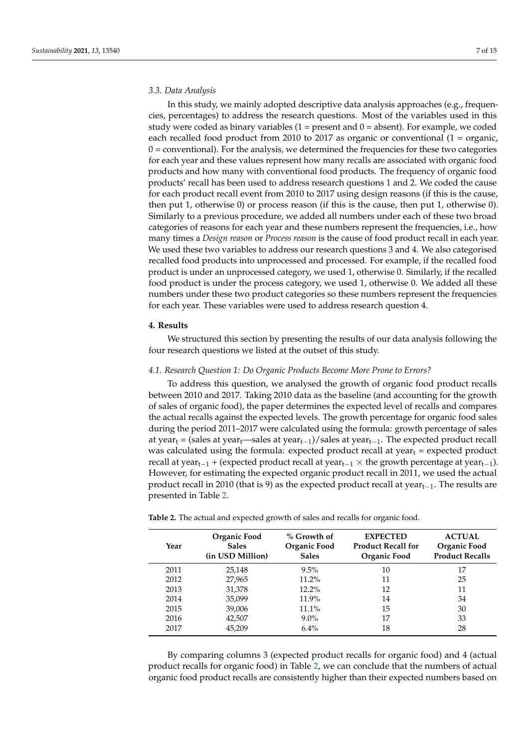### 3.3. Data Analysis

In this study, we mainly adopted descriptive data analysis approaches (e.g., frequencies, percentages) to address the research questions. Most of the variables used in this study were coded as binary variables (1 = present and 0 = absent). For example, we coded each recalled food product from 2010 to 2017 as organic or conventional (1 = organic, 0 = conventional). For the analysis, we determined the frequencies for these two categories for each year and these values represent how many recalls are associated with organic food products and how many with conventional food products. The frequency of organic food products' recall has been used to address research questions 1 and 2. We coded the cause for each product recall event from 2010 to 2017 using design reasons (if this is the cause, then put 1, otherwise 0) or process reason (if this is the cause, then put 1, otherwise 0). Similarly to a previous procedure, we added all numbers under each of these two broad categories of reasons for each year and these numbers represent the frequencies, i.e., how many times a *Design reason* or *Process reason* is the cause of food product recall in each year. We used these two variables to address our research questions 3 and 4. We also categorised recalled food products into unprocessed and processed. For example, if the recalled food product is under an unprocessed category, we used 1, otherwise 0. Similarly, if the recalled food product is under the process category, we used 1, otherwise 0. We added all these numbers under these two product categories so these numbers represent the frequencies for each year. These variables were used to address research question 4.

## 4. Results

We structured this section by presenting the results of our data analysis following the four research questions we listed at the outset of this study.

### 4.1. Research Question 1: Do Organic Products Become More Prone to Errors?

To address this question, we analysed the growth of organic food product recalls between 2010 and 2017. Taking 2010 data as the baseline (and accounting for the growth of sales of organic food), the paper determines the expected level of recalls and compares the actual recalls against the expected levels. The growth percentage for organic food sales during the period 2011–2017 were calculated using the formula: growth percentage of sales at $\text{year}_t$ = (sales at $\text{year}_t$—sales at $\text{year}_{t-1}$)/sales at $\text{year}_{t-1}$. The expected product recall was calculated using the formula: expected product recall at $\text{year}_t$ = expected product recall at $\text{year}_{t-1}$ + (expected product recall at $\text{year}_{t-1}$ × the growth percentage at $\text{year}_{t-1}$). However, for estimating the expected organic product recall in 2011, we used the actual product recall in 2010 (that is 9) as the expected product recall at $\text{year}_{t-1}$. The results are presented in Table 2.

**Table 2.** The actual and expected growth of sales and recalls for organic food.

| Year | Organic Food Sales (in USD Million) | % Growth of Organic Food Sales | EXPECTED Product Recall for Organic Food | ACTUAL Organic Food Product Recalls |
|---|---|---|---|---|
| 2011 | 25,148 | 9.5% | 10 | 17 |
| 2012 | 27,965 | 11.2% | 11 | 25 |
| 2013 | 31,378 | 12.2% | 12 | 11 |
| 2014 | 35,099 | 11.9% | 14 | 34 |
| 2015 | 39,006 | 11.1% | 15 | 30 |
| 2016 | 42,507 | 9.0% | 17 | 33 |
| 2017 | 45,209 | 6.4% | 18 | 28 |

By comparing columns 3 (expected product recalls for organic food) and 4 (actual product recalls for organic food) in Table 2, we can conclude that the numbers of actual organic food product recalls are consistently higher than their expected numbers based on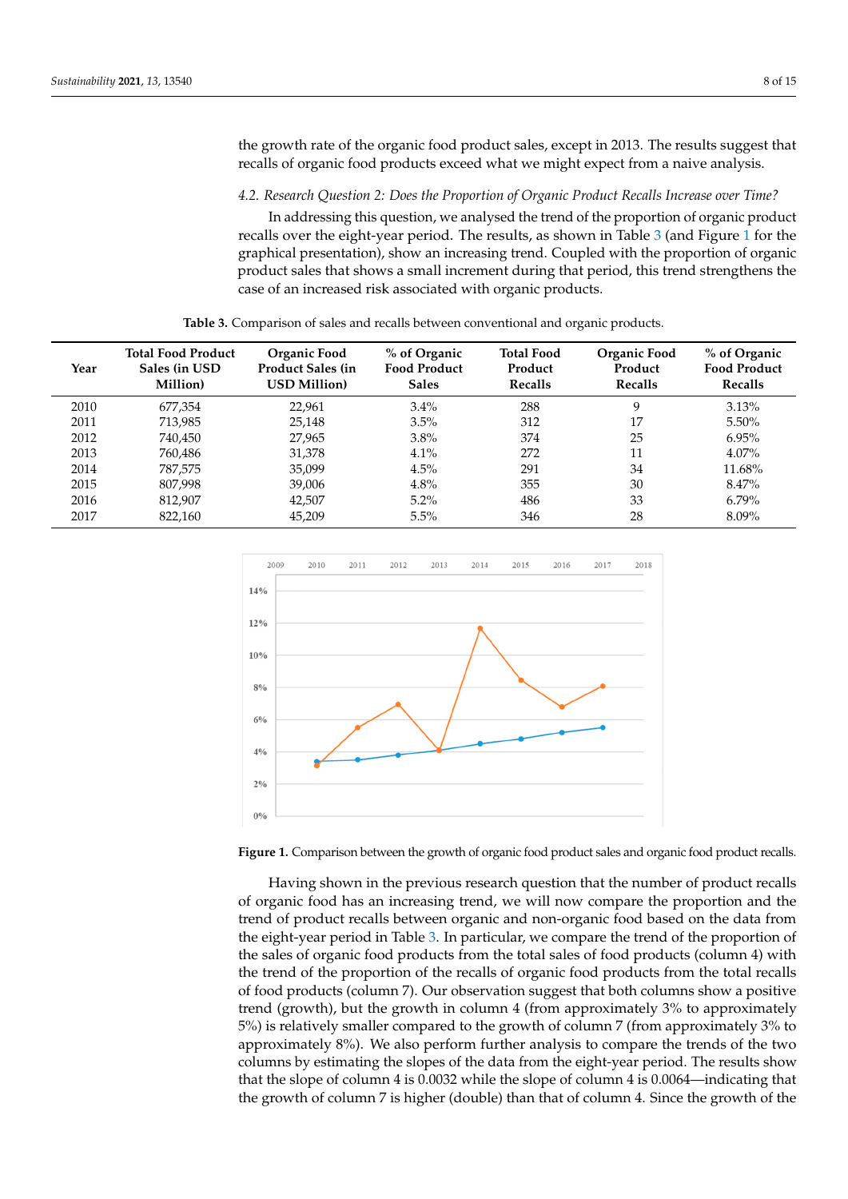the growth rate of the organic food product sales, except in 2013. The results suggest that recalls of organic food products exceed what we might expect from a naive analysis.

### 4.2. Research Question 2: Does the Proportion of Organic Product Recalls Increase over Time?

In addressing this question, we analysed the trend of the proportion of organic product recalls over the eight-year period. The results, as shown in Table 3 (and Figure 1 for the graphical presentation), show an increasing trend. Coupled with the proportion of organic product sales that shows a small increment during that period, this trend strengthens the case of an increased risk associated with organic products.

**Table 3.** Comparison of sales and recalls between conventional and organic products.

| Year | Total Food Product Sales (in USD Million) | Organic Food Product Sales (in USD Million) | % of Organic Food Product Sales | Total Food Product Recalls | Organic Food Product Recalls | % of Organic Food Product Recalls |
|---|---|---|---|---|---|---|
| 2010 | 677,354 | 22,961 | 3.4% | 288 | 9 | 3.13% |
| 2011 | 713,985 | 25,148 | 3.5% | 312 | 17 | 5.50% |
| 2012 | 740,450 | 27,965 | 3.8% | 374 | 25 | 6.95% |
| 2013 | 760,486 | 31,378 | 4.1% | 272 | 11 | 4.07% |
| 2014 | 787,575 | 35,099 | 4.5% | 291 | 34 | 11.68% |
| 2015 | 807,998 | 39,006 | 4.8% | 355 | 30 | 8.47% |
| 2016 | 812,907 | 42,507 | 5.2% | 486 | 33 | 6.79% |
| 2017 | 822,160 | 45,209 | 5.5% | 346 | 28 | 8.09% |

**Figure 1.** Comparison between the growth of organic food product sales and organic food product recalls.

Having shown in the previous research question that the number of product recalls of organic food has an increasing trend, we will now compare the proportion and the trend of product recalls between organic and non-organic food based on the data from the eight-year period in Table 3. In particular, we compare the trend of the proportion of the sales of organic food products from the total sales of food products (column 4) with the trend of the proportion of the recalls of organic food products from the total recalls of food products (column 7). Our observation suggest that both columns show a positive trend (growth), but the growth in column 4 (from approximately 3% to approximately 5%) is relatively smaller compared to the growth of column 7 (from approximately 3% to approximately 8%). We also perform further analysis to compare the trends of the two columns by estimating the slopes of the data from the eight-year period. The results show that the slope of column 4 is 0.0032 while the slope of column 4 is 0.0064—indicating that the growth of column 7 is higher (double) than that of column 4. Since the growth of the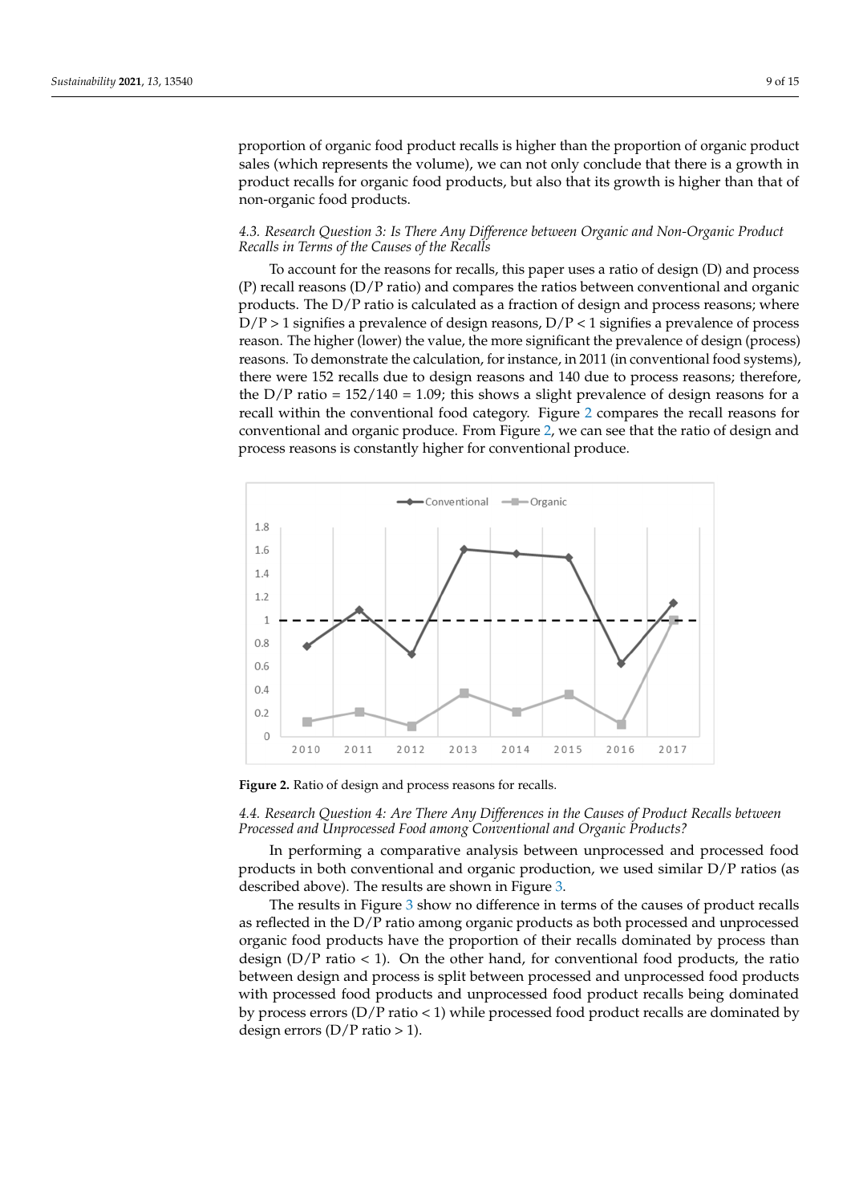proportion of organic food product recalls is higher than the proportion of organic product sales (which represents the volume), we can not only conclude that there is a growth in product recalls for organic food products, but also that its growth is higher than that of non-organic food products.

### *4.3. Research Question 3: Is There Any Difference between Organic and Non-Organic Product Recalls in Terms of the Causes of the Recalls*

To account for the reasons for recalls, this paper uses a ratio of design (D) and process (P) recall reasons (D/P ratio) and compares the ratios between conventional and organic products. The D/P ratio is calculated as a fraction of design and process reasons; where $D/P > 1$ signifies a prevalence of design reasons, $D/P < 1$ signifies a prevalence of process reason. The higher (lower) the value, the more significant the prevalence of design (process) reasons. To demonstrate the calculation, for instance, in 2011 (in conventional food systems), there were 152 recalls due to design reasons and 140 due to process reasons; therefore, the D/P ratio = 152/140 = 1.09; this shows a slight prevalence of design reasons for a recall within the conventional food category. Figure 2 compares the recall reasons for conventional and organic produce. From Figure 2, we can see that the ratio of design and process reasons is constantly higher for conventional produce.

**Figure 2.** Ratio of design and process reasons for recalls.

### *4.4. Research Question 4: Are There Any Differences in the Causes of Product Recalls between Processed and Unprocessed Food among Conventional and Organic Products?*

In performing a comparative analysis between unprocessed and processed food products in both conventional and organic production, we used similar D/P ratios (as described above). The results are shown in Figure 3.

The results in Figure 3 show no difference in terms of the causes of product recalls as reflected in the D/P ratio among organic products as both processed and unprocessed organic food products have the proportion of their recalls dominated by process than design (D/P ratio < 1). On the other hand, for conventional food products, the ratio between design and process is split between processed and unprocessed food products with processed food products and unprocessed food product recalls being dominated by process errors (D/P ratio < 1) while processed food product recalls are dominated by design errors (D/P ratio > 1).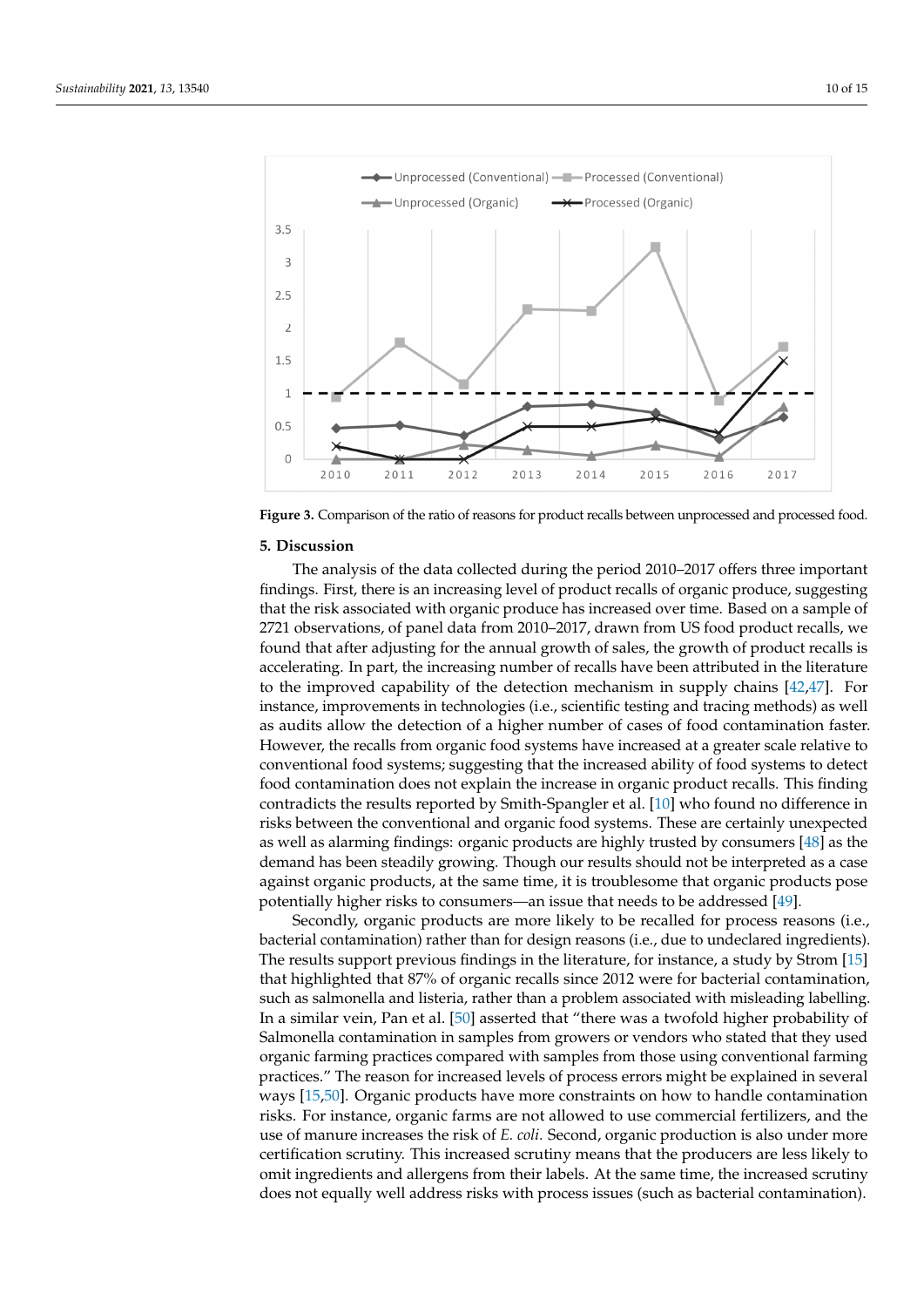**Figure 3.** Comparison of the ratio of reasons for product recalls between unprocessed and processed food.

## 5. Discussion

The analysis of the data collected during the period 2010–2017 offers three important findings. First, there is an increasing level of product recalls of organic produce, suggesting that the risk associated with organic produce has increased over time. Based on a sample of 2721 observations, of panel data from 2010–2017, drawn from US food product recalls, we found that after adjusting for the annual growth of sales, the growth of product recalls is accelerating. In part, the increasing number of recalls have been attributed in the literature to the improved capability of the detection mechanism in supply chains [42,47]. For instance, improvements in technologies (i.e., scientific testing and tracing methods) as well as audits allow the detection of a higher number of cases of food contamination faster. However, the recalls from organic food systems have increased at a greater scale relative to conventional food systems; suggesting that the increased ability of food systems to detect food contamination does not explain the increase in organic product recalls. This finding contradicts the results reported by Smith-Spangler et al. [10] who found no difference in risks between the conventional and organic food systems. These are certainly unexpected as well as alarming findings: organic products are highly trusted by consumers [48] as the demand has been steadily growing. Though our results should not be interpreted as a case against organic products, at the same time, it is troublesome that organic products pose potentially higher risks to consumers—an issue that needs to be addressed [49].

Secondly, organic products are more likely to be recalled for process reasons (i.e., bacterial contamination) rather than for design reasons (i.e., due to undeclared ingredients). The results support previous findings in the literature, for instance, a study by Strom [15] that highlighted that 87% of organic recalls since 2012 were for bacterial contamination, such as salmonella and listeria, rather than a problem associated with misleading labelling. In a similar vein, Pan et al. [50] asserted that "there was a twofold higher probability of Salmonella contamination in samples from growers or vendors who stated that they used organic farming practices compared with samples from those using conventional farming practices." The reason for increased levels of process errors might be explained in several ways [15,50]. Organic products have more constraints on how to handle contamination risks. For instance, organic farms are not allowed to use commercial fertilizers, and the use of manure increases the risk of *E. coli*. Second, organic production is also under more certification scrutiny. This increased scrutiny means that the producers are less likely to omit ingredients and allergens from their labels. At the same time, the increased scrutiny does not equally well address risks with process issues (such as bacterial contamination).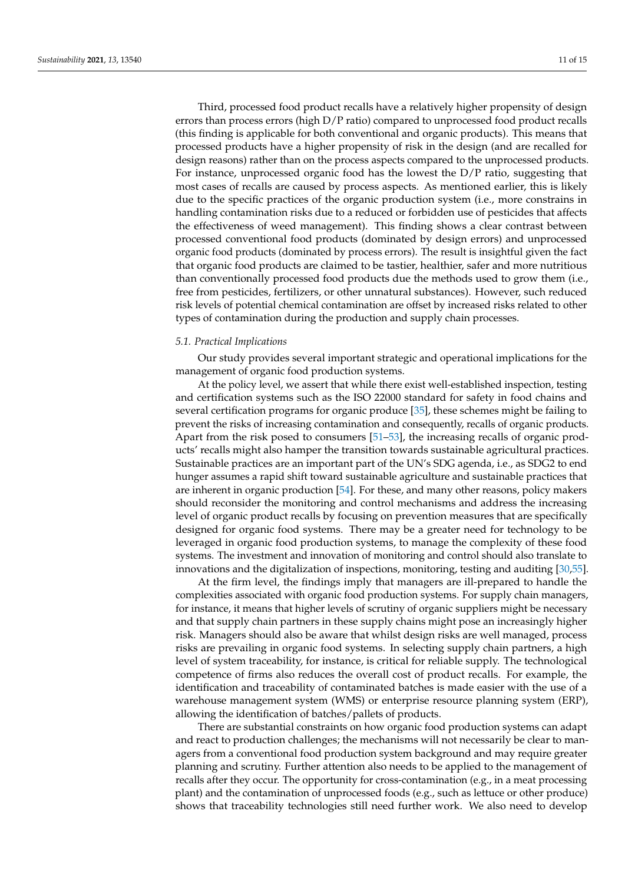Third, processed food product recalls have a relatively higher propensity of design errors than process errors (high D/P ratio) compared to unprocessed food product recalls (this finding is applicable for both conventional and organic products). This means that processed products have a higher propensity of risk in the design (and are recalled for design reasons) rather than on the process aspects compared to the unprocessed products. For instance, unprocessed organic food has the lowest the D/P ratio, suggesting that most cases of recalls are caused by process aspects. As mentioned earlier, this is likely due to the specific practices of the organic production system (i.e., more constrains in handling contamination risks due to a reduced or forbidden use of pesticides that affects the effectiveness of weed management). This finding shows a clear contrast between processed conventional food products (dominated by design errors) and unprocessed organic food products (dominated by process errors). The result is insightful given the fact that organic food products are claimed to be tastier, healthier, safer and more nutritious than conventionally processed food products due the methods used to grow them (i.e., free from pesticides, fertilizers, or other unnatural substances). However, such reduced risk levels of potential chemical contamination are offset by increased risks related to other types of contamination during the production and supply chain processes.

### *5.1. Practical Implications*

Our study provides several important strategic and operational implications for the management of organic food production systems.

At the policy level, we assert that while there exist well-established inspection, testing and certification systems such as the ISO 22000 standard for safety in food chains and several certification programs for organic produce [35], these schemes might be failing to prevent the risks of increasing contamination and consequently, recalls of organic products. Apart from the risk posed to consumers [51–53], the increasing recalls of organic products' recalls might also hamper the transition towards sustainable agricultural practices. Sustainable practices are an important part of the UN's SDG agenda, i.e., as SDG2 to end hunger assumes a rapid shift toward sustainable agriculture and sustainable practices that are inherent in organic production [54]. For these, and many other reasons, policy makers should reconsider the monitoring and control mechanisms and address the increasing level of organic product recalls by focusing on prevention measures that are specifically designed for organic food systems. There may be a greater need for technology to be leveraged in organic food production systems, to manage the complexity of these food systems. The investment and innovation of monitoring and control should also translate to innovations and the digitalization of inspections, monitoring, testing and auditing [30,55].

At the firm level, the findings imply that managers are ill-prepared to handle the complexities associated with organic food production systems. For supply chain managers, for instance, it means that higher levels of scrutiny of organic suppliers might be necessary and that supply chain partners in these supply chains might pose an increasingly higher risk. Managers should also be aware that whilst design risks are well managed, process risks are prevailing in organic food systems. In selecting supply chain partners, a high level of system traceability, for instance, is critical for reliable supply. The technological competence of firms also reduces the overall cost of product recalls. For example, the identification and traceability of contaminated batches is made easier with the use of a warehouse management system (WMS) or enterprise resource planning system (ERP), allowing the identification of batches/pallets of products.

There are substantial constraints on how organic food production systems can adapt and react to production challenges; the mechanisms will not necessarily be clear to managers from a conventional food production system background and may require greater planning and scrutiny. Further attention also needs to be applied to the management of recalls after they occur. The opportunity for cross-contamination (e.g., in a meat processing plant) and the contamination of unprocessed foods (e.g., such as lettuce or other produce) shows that traceability technologies still need further work. We also need to develop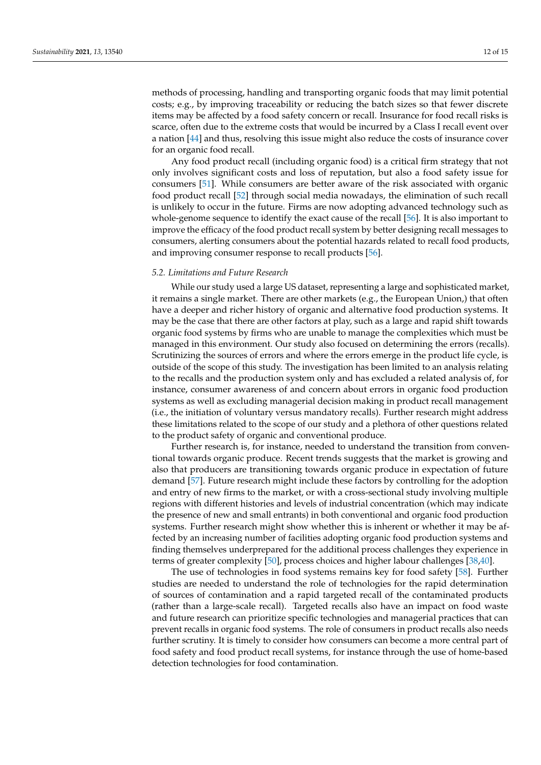methods of processing, handling and transporting organic foods that may limit potential costs; e.g., by improving traceability or reducing the batch sizes so that fewer discrete items may be affected by a food safety concern or recall. Insurance for food recall risks is scarce, often due to the extreme costs that would be incurred by a Class I recall event over a nation [44] and thus, resolving this issue might also reduce the costs of insurance cover for an organic food recall.

Any food product recall (including organic food) is a critical firm strategy that not only involves significant costs and loss of reputation, but also a food safety issue for consumers [51]. While consumers are better aware of the risk associated with organic food product recall [52] through social media nowadays, the elimination of such recall is unlikely to occur in the future. Firms are now adopting advanced technology such as whole-genome sequence to identify the exact cause of the recall [56]. It is also important to improve the efficacy of the food product recall system by better designing recall messages to consumers, alerting consumers about the potential hazards related to recall food products, and improving consumer response to recall products [56].

### *5.2. Limitations and Future Research*

While our study used a large US dataset, representing a large and sophisticated market, it remains a single market. There are other markets (e.g., the European Union,) that often have a deeper and richer history of organic and alternative food production systems. It may be the case that there are other factors at play, such as a large and rapid shift towards organic food systems by firms who are unable to manage the complexities which must be managed in this environment. Our study also focused on determining the errors (recalls). Scrutinizing the sources of errors and where the errors emerge in the product life cycle, is outside of the scope of this study. The investigation has been limited to an analysis relating to the recalls and the production system only and has excluded a related analysis of, for instance, consumer awareness of and concern about errors in organic food production systems as well as excluding managerial decision making in product recall management (i.e., the initiation of voluntary versus mandatory recalls). Further research might address these limitations related to the scope of our study and a plethora of other questions related to the product safety of organic and conventional produce.

Further research is, for instance, needed to understand the transition from conventional towards organic produce. Recent trends suggests that the market is growing and also that producers are transitioning towards organic produce in expectation of future demand [57]. Future research might include these factors by controlling for the adoption and entry of new firms to the market, or with a cross-sectional study involving multiple regions with different histories and levels of industrial concentration (which may indicate the presence of new and small entrants) in both conventional and organic food production systems. Further research might show whether this is inherent or whether it may be affected by an increasing number of facilities adopting organic food production systems and finding themselves underprepared for the additional process challenges they experience in terms of greater complexity [50], process choices and higher labour challenges [38,40].

The use of technologies in food systems remains key for food safety [58]. Further studies are needed to understand the role of technologies for the rapid determination of sources of contamination and a rapid targeted recall of the contaminated products (rather than a large-scale recall). Targeted recalls also have an impact on food waste and future research can prioritize specific technologies and managerial practices that can prevent recalls in organic food systems. The role of consumers in product recalls also needs further scrutiny. It is timely to consider how consumers can become a more central part of food safety and food product recall systems, for instance through the use of home-based detection technologies for food contamination.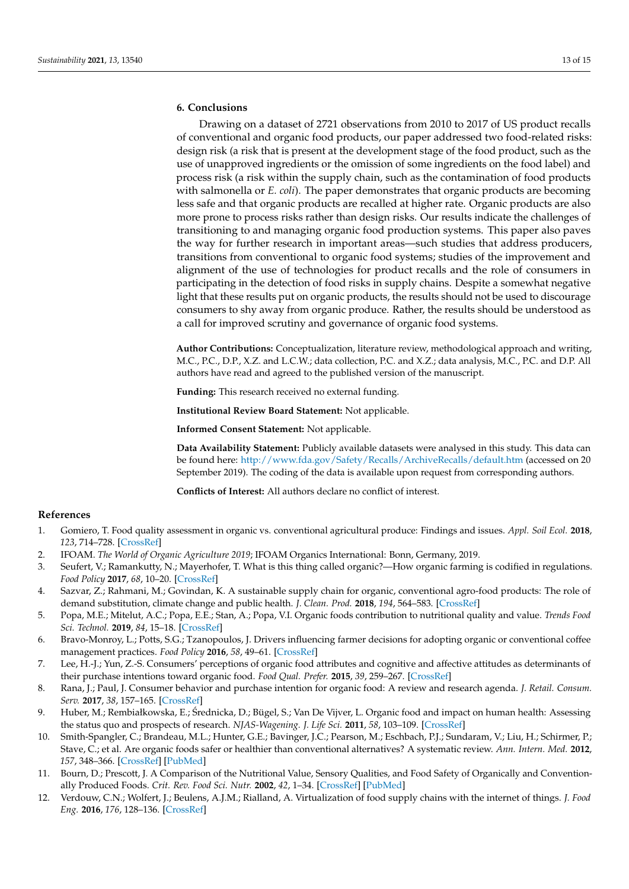## 6. Conclusions

Drawing on a dataset of 2721 observations from 2010 to 2017 of US product recalls of conventional and organic food products, our paper addressed two food-related risks: design risk (a risk that is present at the development stage of the food product, such as the use of unapproved ingredients or the omission of some ingredients on the food label) and process risk (a risk within the supply chain, such as the contamination of food products with salmonella or *E. coli*). The paper demonstrates that organic products are becoming less safe and that organic products are recalled at higher rate. Organic products are also more prone to process risks rather than design risks. Our results indicate the challenges of transitioning to and managing organic food production systems. This paper also paves the way for further research in important areas—such studies that address producers, transitions from conventional to organic food systems; studies of the improvement and alignment of the use of technologies for product recalls and the role of consumers in participating in the detection of food risks in supply chains. Despite a somewhat negative light that these results put on organic products, the results should not be used to discourage consumers to shy away from organic produce. Rather, the results should be understood as a call for improved scrutiny and governance of organic food systems.

**Author Contributions:** Conceptualization, literature review, methodological approach and writing, M.C., P.C., D.P., X.Z. and L.C.W.; data collection, P.C. and X.Z.; data analysis, M.C., P.C. and D.P. All authors have read and agreed to the published version of the manuscript.

**Funding:** This research received no external funding.

**Institutional Review Board Statement:** Not applicable.

**Informed Consent Statement:** Not applicable.

**Data Availability Statement:** Publicly available datasets were analysed in this study. This data can be found here: http://www.fda.gov/Safety/Recalls/ArchiveRecalls/default.htm (accessed on 20 September 2019). The coding of the data is available upon request from corresponding authors.

**Conflicts of Interest:** All authors declare no conflict of interest.

## References

1. Gomiero, T. Food quality assessment in organic vs. conventional agricultural produce: Findings and issues. *Appl. Soil Ecol.* **2018**, *123*, 714–728. [CrossRef]
2. IFOAM. *The World of Organic Agriculture 2019*; IFOAM Organics International: Bonn, Germany, 2019.
3. Seufert, V.; Ramankutty, N.; Mayerhofer, T. What is this thing called organic?—How organic farming is codified in regulations. *Food Policy* **2017**, *68*, 10–20. [CrossRef]
4. Sazvar, Z.; Rahmani, M.; Govindan, K. A sustainable supply chain for organic, conventional agro-food products: The role of demand substitution, climate change and public health. *J. Clean. Prod.* **2018**, *194*, 564–583. [CrossRef]
5. Popa, M.E.; Mitelut, A.C.; Popa, E.E.; Stan, A.; Popa, V.I. Organic foods contribution to nutritional quality and value. *Trends Food Sci. Technol.* **2019**, *84*, 15–18. [CrossRef]
6. Bravo-Monroy, L.; Potts, S.G.; Tzanopoulos, J. Drivers influencing farmer decisions for adopting organic or conventional coffee management practices. *Food Policy* **2016**, *58*, 49–61. [CrossRef]
7. Lee, H.-J.; Yun, Z.-S. Consumers' perceptions of organic food attributes and cognitive and affective attitudes as determinants of their purchase intentions toward organic food. *Food Qual. Prefer.* **2015**, *39*, 259–267. [CrossRef]
8. Rana, J.; Paul, J. Consumer behavior and purchase intention for organic food: A review and research agenda. *J. Retail. Consum. Serv.* **2017**, *38*, 157–165. [CrossRef]
9. Huber, M.; Rembiałkowska, E.; Średnicka, D.; Bügel, S.; Van De Vijver, L. Organic food and impact on human health: Assessing the status quo and prospects of research. *NJAS-Wagening. J. Life Sci.* **2011**, *58*, 103–109. [CrossRef]
10. Smith-Spangler, C.; Brandeau, M.L.; Hunter, G.E.; Bavinger, J.C.; Pearson, M.; Eschbach, P.J.; Sundaram, V.; Liu, H.; Schirmer, P.; Stave, C.; et al. Are organic foods safer or healthier than conventional alternatives? A systematic review. *Ann. Intern. Med.* **2012**, *157*, 348–366. [CrossRef] [PubMed]
11. Bourn, D.; Prescott, J. A Comparison of the Nutritional Value, Sensory Qualities, and Food Safety of Organically and Conventionally Produced Foods. *Crit. Rev. Food Sci. Nutr.* **2002**, *42*, 1–34. [CrossRef] [PubMed]
12. Verdouw, C.N.; Wolfert, J.; Beulens, A.J.M.; Rialland, A. Virtualization of food supply chains with the internet of things. *J. Food Eng.* **2016**, *176*, 128–136. [CrossRef]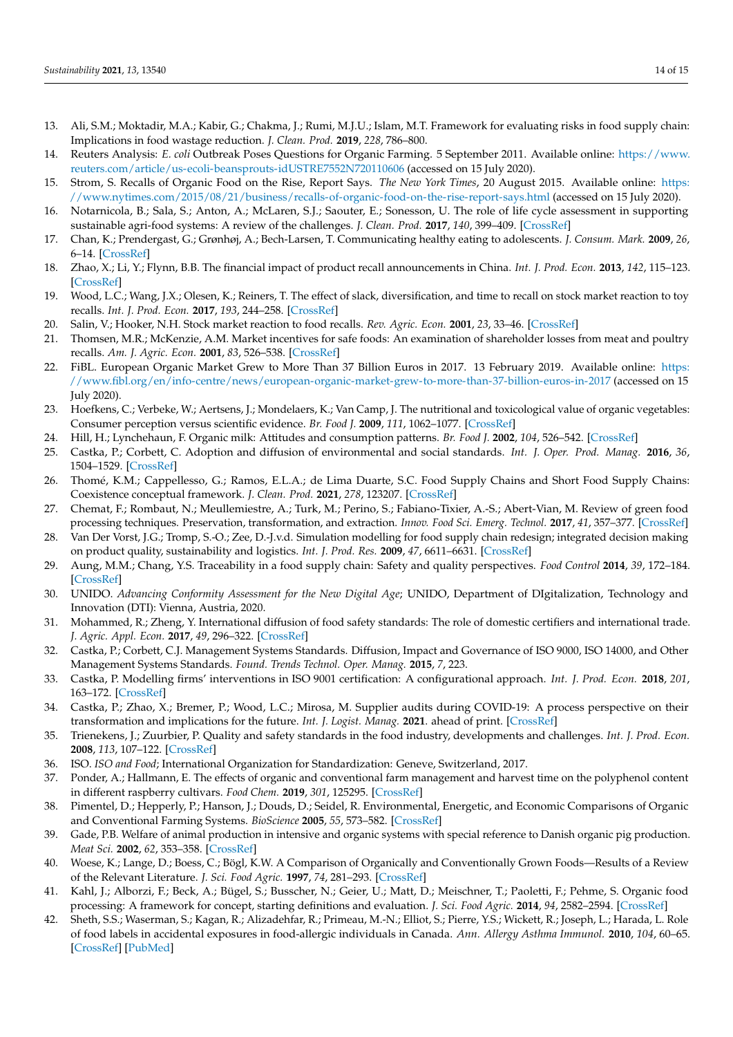13. Ali, S.M.; Moktadir, M.A.; Kabir, G.; Chakma, J.; Rumi, M.J.U.; Islam, M.T. Framework for evaluating risks in food supply chain: Implications in food wastage reduction. *J. Clean. Prod.* **2019**, *228*, 786–800.
14. Reuters Analysis: *E. coli* Outbreak Poses Questions for Organic Farming. 5 September 2011. Available online: https://www.reuters.com/article/us-ecoli-beansprouts-idUSTRE7552N720110606 (accessed on 15 July 2020).
15. Strom, S. Recalls of Organic Food on the Rise, Report Says. *The New York Times*, 20 August 2015. Available online: https://www.nytimes.com/2015/08/21/business/recalls-of-organic-food-on-the-rise-report-says.html (accessed on 15 July 2020).
16. Notarnicola, B.; Sala, S.; Anton, A.; McLaren, S.J.; Saouter, E.; Sonesson, U. The role of life cycle assessment in supporting sustainable agri-food systems: A review of the challenges. *J. Clean. Prod.* **2017**, *140*, 399–409. [CrossRef]
17. Chan, K.; Prendergast, G.; Grønhøj, A.; Bech-Larsen, T. Communicating healthy eating to adolescents. *J. Consum. Mark.* **2009**, *26*, 6–14. [CrossRef]
18. Zhao, X.; Li, Y.; Flynn, B.B. The financial impact of product recall announcements in China. *Int. J. Prod. Econ.* **2013**, *142*, 115–123. [CrossRef]
19. Wood, L.C.; Wang, J.X.; Olesen, K.; Reiners, T. The effect of slack, diversification, and time to recall on stock market reaction to toy recalls. *Int. J. Prod. Econ.* **2017**, *193*, 244–258. [CrossRef]
20. Salin, V.; Hooker, N.H. Stock market reaction to food recalls. *Rev. Agric. Econ.* **2001**, *23*, 33–46. [CrossRef]
21. Thomsen, M.R.; McKenzie, A.M. Market incentives for safe foods: An examination of shareholder losses from meat and poultry recalls. *Am. J. Agric. Econ.* **2001**, *83*, 526–538. [CrossRef]
22. FiBL. European Organic Market Grew to More Than 37 Billion Euros in 2017. 13 February 2019. Available online: https://www.fibl.org/en/info-centre/news/european-organic-market-grew-to-more-than-37-billion-euros-in-2017 (accessed on 15 July 2020).
23. Hoefkens, C.; Verbeke, W.; Aertsens, J.; Mondelaers, K.; Van Camp, J. The nutritional and toxicological value of organic vegetables: Consumer perception versus scientific evidence. *Br. Food J.* **2009**, *111*, 1062–1077. [CrossRef]
24. Hill, H.; Lynchehaun, F. Organic milk: Attitudes and consumption patterns. *Br. Food J.* **2002**, *104*, 526–542. [CrossRef]
25. Castka, P.; Corbett, C. Adoption and diffusion of environmental and social standards. *Int. J. Oper. Prod. Manag.* **2016**, *36*, 1504–1529. [CrossRef]
26. Thomé, K.M.; Cappellesso, G.; Ramos, E.L.A.; de Lima Duarte, S.C. Food Supply Chains and Short Food Supply Chains: Coexistence conceptual framework. *J. Clean. Prod.* **2021**, *278*, 123207. [CrossRef]
27. Chemat, F.; Rombaut, N.; Meullemiestre, A.; Turk, M.; Perino, S.; Fabiano-Tixier, A.-S.; Abert-Vian, M. Review of green food processing techniques. Preservation, transformation, and extraction. *Innov. Food Sci. Emerg. Technol.* **2017**, *41*, 357–377. [CrossRef]
28. Van Der Vorst, J.G.; Tromp, S.-O.; Zee, D.-J.v.d. Simulation modelling for food supply chain redesign; integrated decision making on product quality, sustainability and logistics. *Int. J. Prod. Res.* **2009**, *47*, 6611–6631. [CrossRef]
29. Aung, M.M.; Chang, Y.S. Traceability in a food supply chain: Safety and quality perspectives. *Food Control* **2014**, *39*, 172–184. [CrossRef]
30. UNIDO. *Advancing Conformity Assessment for the New Digital Age*; UNIDO, Department of DIgitalization, Technology and Innovation (DTI): Vienna, Austria, 2020.
31. Mohammed, R.; Zheng, Y. International diffusion of food safety standards: The role of domestic certifiers and international trade. *J. Agric. Appl. Econ.* **2017**, *49*, 296–322. [CrossRef]
32. Castka, P.; Corbett, C.J. Management Systems Standards. Diffusion, Impact and Governance of ISO 9000, ISO 14000, and Other Management Systems Standards. *Found. Trends Technol. Oper. Manag.* **2015**, *7*, 223.
33. Castka, P. Modelling firms' interventions in ISO 9001 certification: A configurational approach. *Int. J. Prod. Econ.* **2018**, *201*, 163–172. [CrossRef]
34. Castka, P.; Zhao, X.; Bremer, P.; Wood, L.C.; Mirosa, M. Supplier audits during COVID-19: A process perspective on their transformation and implications for the future. *Int. J. Logist. Manag.* **2021**. ahead of print. [CrossRef]
35. Trienekens, J.; Zuurbier, P. Quality and safety standards in the food industry, developments and challenges. *Int. J. Prod. Econ.* **2008**, *113*, 107–122. [CrossRef]
36. ISO. *ISO and Food*; International Organization for Standardization: Geneve, Switzerland, 2017.
37. Ponder, A.; Hallmann, E. The effects of organic and conventional farm management and harvest time on the polyphenol content in different raspberry cultivars. *Food Chem.* **2019**, *301*, 125295. [CrossRef]
38. Pimentel, D.; Hepperly, P.; Hanson, J.; Douds, D.; Seidel, R. Environmental, Energetic, and Economic Comparisons of Organic and Conventional Farming Systems. *BioScience* **2005**, *55*, 573–582. [CrossRef]
39. Gade, P.B. Welfare of animal production in intensive and organic systems with special reference to Danish organic pig production. *Meat Sci.* **2002**, *62*, 353–358. [CrossRef]
40. Woese, K.; Lange, D.; Boess, C.; Bögl, K.W. A Comparison of Organically and Conventionally Grown Foods—Results of a Review of the Relevant Literature. *J. Sci. Food Agric.* **1997**, *74*, 281–293. [CrossRef]
41. Kahl, J.; Alborzi, F.; Beck, A.; Bügel, S.; Busscher, N.; Geier, U.; Matt, D.; Meischner, T.; Paoletti, F.; Pehme, S. Organic food processing: A framework for concept, starting definitions and evaluation. *J. Sci. Food Agric.* **2014**, *94*, 2582–2594. [CrossRef]
42. Sheth, S.S.; Waserman, S.; Kagan, R.; Alizadehfar, R.; Primeau, M.-N.; Elliot, S.; Pierre, Y.S.; Wickett, R.; Joseph, L.; Harada, L. Role of food labels in accidental exposures in food-allergic individuals in Canada. *Ann. Allergy Asthma Immunol.* **2010**, *104*, 60–65. [CrossRef] [PubMed]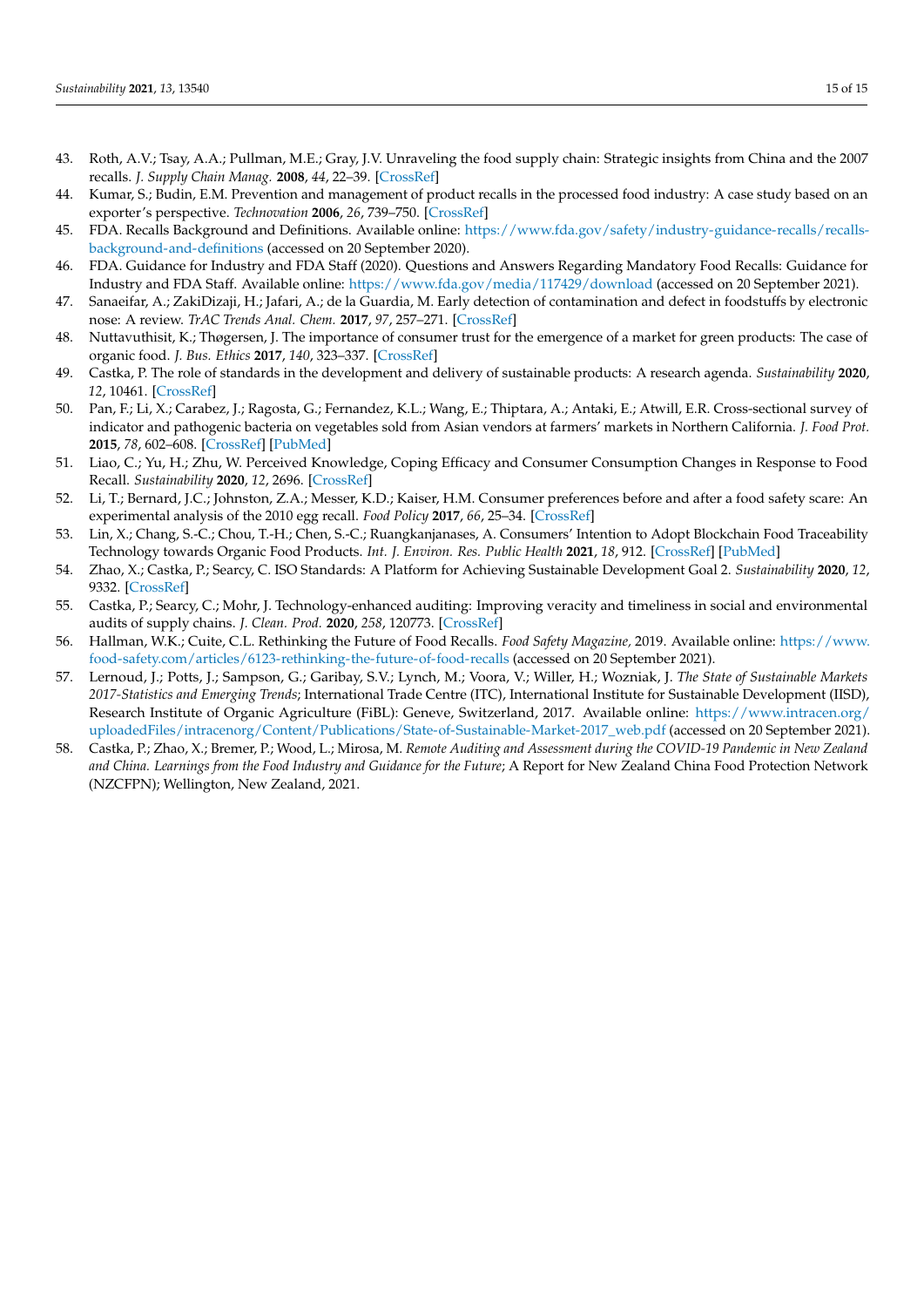43. Roth, A.V.; Tsay, A.A.; Pullman, M.E.; Gray, J.V. Unraveling the food supply chain: Strategic insights from China and the 2007 recalls. *J. Supply Chain Manag.* **2008**, *44*, 22–39. [CrossRef]
44. Kumar, S.; Budin, E.M. Prevention and management of product recalls in the processed food industry: A case study based on an exporter's perspective. *Technovation* **2006**, *26*, 739–750. [CrossRef]
45. FDA. Recalls Background and Definitions. Available online: https://www.fda.gov/safety/industry-guidance-recalls/recalls-background-and-definitions (accessed on 20 September 2020).
46. FDA. Guidance for Industry and FDA Staff (2020). Questions and Answers Regarding Mandatory Food Recalls: Guidance for Industry and FDA Staff. Available online: https://www.fda.gov/media/117429/download (accessed on 20 September 2021).
47. Sanaeifar, A.; ZakiDizaji, H.; Jafari, A.; de la Guardia, M. Early detection of contamination and defect in foodstuffs by electronic nose: A review. *TrAC Trends Anal. Chem.* **2017**, *97*, 257–271. [CrossRef]
48. Nuttavuthisit, K.; Thøgersen, J. The importance of consumer trust for the emergence of a market for green products: The case of organic food. *J. Bus. Ethics* **2017**, *140*, 323–337. [CrossRef]
49. Castka, P. The role of standards in the development and delivery of sustainable products: A research agenda. *Sustainability* **2020**, *12*, 10461. [CrossRef]
50. Pan, F.; Li, X.; Carabez, J.; Ragosta, G.; Fernandez, K.L.; Wang, E.; Thiptara, A.; Antaki, E.; Atwill, E.R. Cross-sectional survey of indicator and pathogenic bacteria on vegetables sold from Asian vendors at farmers' markets in Northern California. *J. Food Prot.* **2015**, *78*, 602–608. [CrossRef] [PubMed]
51. Liao, C.; Yu, H.; Zhu, W. Perceived Knowledge, Coping Efficacy and Consumer Consumption Changes in Response to Food Recall. *Sustainability* **2020**, *12*, 2696. [CrossRef]
52. Li, T.; Bernard, J.C.; Johnston, Z.A.; Messer, K.D.; Kaiser, H.M. Consumer preferences before and after a food safety scare: An experimental analysis of the 2010 egg recall. *Food Policy* **2017**, *66*, 25–34. [CrossRef]
53. Lin, X.; Chang, S.-C.; Chou, T.-H.; Chen, S.-C.; Ruangkanjanases, A. Consumers' Intention to Adopt Blockchain Food Traceability Technology towards Organic Food Products. *Int. J. Environ. Res. Public Health* **2021**, *18*, 912. [CrossRef] [PubMed]
54. Zhao, X.; Castka, P.; Searcy, C. ISO Standards: A Platform for Achieving Sustainable Development Goal 2. *Sustainability* **2020**, *12*, 9332. [CrossRef]
55. Castka, P.; Searcy, C.; Mohr, J. Technology-enhanced auditing: Improving veracity and timeliness in social and environmental audits of supply chains. *J. Clean. Prod.* **2020**, *258*, 120773. [CrossRef]
56. Hallman, W.K.; Cuite, C.L. Rethinking the Future of Food Recalls. *Food Safety Magazine*, 2019. Available online: https://www.food-safety.com/articles/6123-rethinking-the-future-of-food-recalls (accessed on 20 September 2021).
57. Lernoud, J.; Potts, J.; Sampson, G.; Garibay, S.V.; Lynch, M.; Voora, V.; Willer, H.; Wozniak, J. *The State of Sustainable Markets 2017-Statistics and Emerging Trends*; International Trade Centre (ITC), International Institute for Sustainable Development (IISD), Research Institute of Organic Agriculture (FiBL): Geneve, Switzerland, 2017. Available online: https://www.intracen.org/uploadedFiles/intracenorg/Content/Publications/State-of-Sustainable-Market-2017_web.pdf (accessed on 20 September 2021).
58. Castka, P.; Zhao, X.; Bremer, P.; Wood, L.; Mirosa, M. *Remote Auditing and Assessment during the COVID-19 Pandemic in New Zealand and China. Learnings from the Food Industry and Guidance for the Future*; A Report for New Zealand China Food Protection Network (NZCFPN); Wellington, New Zealand, 2021.